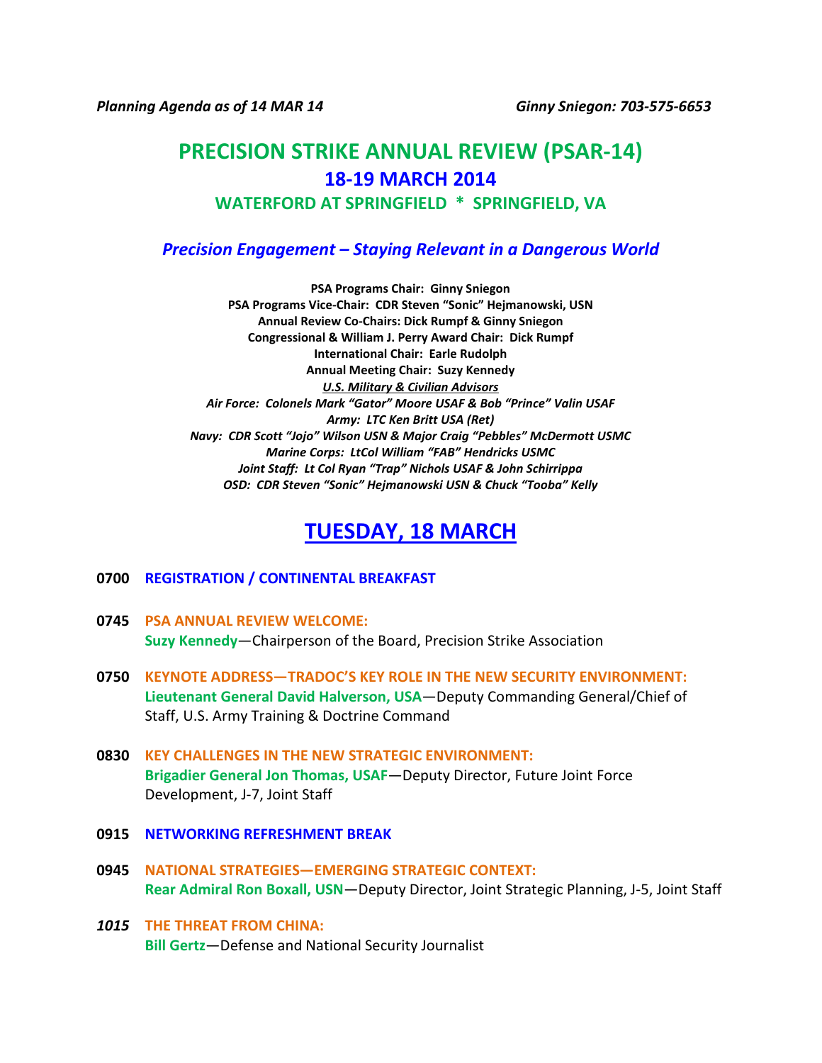*Planning Agenda as of 14 MAR 14* *Ginny Sniegon: 703-575-6653*

# PRECISION STRIKE ANNUAL REVIEW (PSAR-14)

## 18-19 MARCH 2014

### WATERFORD AT SPRINGFIELD * SPRINGFIELD, VA

***Precision Engagement – Staying Relevant in a Dangerous World***

**PSA Programs Chair: Ginny Sniegon**
**PSA Programs Vice-Chair: CDR Steven "Sonic" Hejmanowski, USN**
**Annual Review Co-Chairs: Dick Rumpf & Ginny Sniegon**
**Congressional & William J. Perry Award Chair: Dick Rumpf**
**International Chair: Earle Rudolph**
**Annual Meeting Chair: Suzy Kennedy**
***U.S. Military & Civilian Advisors***
***Air Force: Colonels Mark "Gator" Moore USAF & Bob "Prince" Valin USAF***
***Army: LTC Ken Britt USA (Ret)***
***Navy: CDR Scott "Jojo" Wilson USN & Major Craig "Pebbles" McDermott USMC***
***Marine Corps: LtCol William "FAB" Hendricks USMC***
***Joint Staff: Lt Col Ryan "Trap" Nichols USAF & John Schirrippa***
***OSD: CDR Steven "Sonic" Hejmanowski USN & Chuck "Tooba" Kelly***

## TUESDAY, 18 MARCH

**0700 REGISTRATION / CONTINENTAL BREAKFAST**

**0745 PSA ANNUAL REVIEW WELCOME:**
**Suzy Kennedy**—Chairperson of the Board, Precision Strike Association

**0750 KEYNOTE ADDRESS—TRADOC'S KEY ROLE IN THE NEW SECURITY ENVIRONMENT:**
**Lieutenant General David Halverson, USA**—Deputy Commanding General/Chief of Staff, U.S. Army Training & Doctrine Command

**0830 KEY CHALLENGES IN THE NEW STRATEGIC ENVIRONMENT:**
**Brigadier General Jon Thomas, USAF**—Deputy Director, Future Joint Force Development, J-7, Joint Staff

**0915 NETWORKING REFRESHMENT BREAK**

**0945 NATIONAL STRATEGIES—EMERGING STRATEGIC CONTEXT:**
**Rear Admiral Ron Boxall, USN**—Deputy Director, Joint Strategic Planning, J-5, Joint Staff

***1015*** **THE THREAT FROM CHINA:**
**Bill Gertz**—Defense and National Security Journalist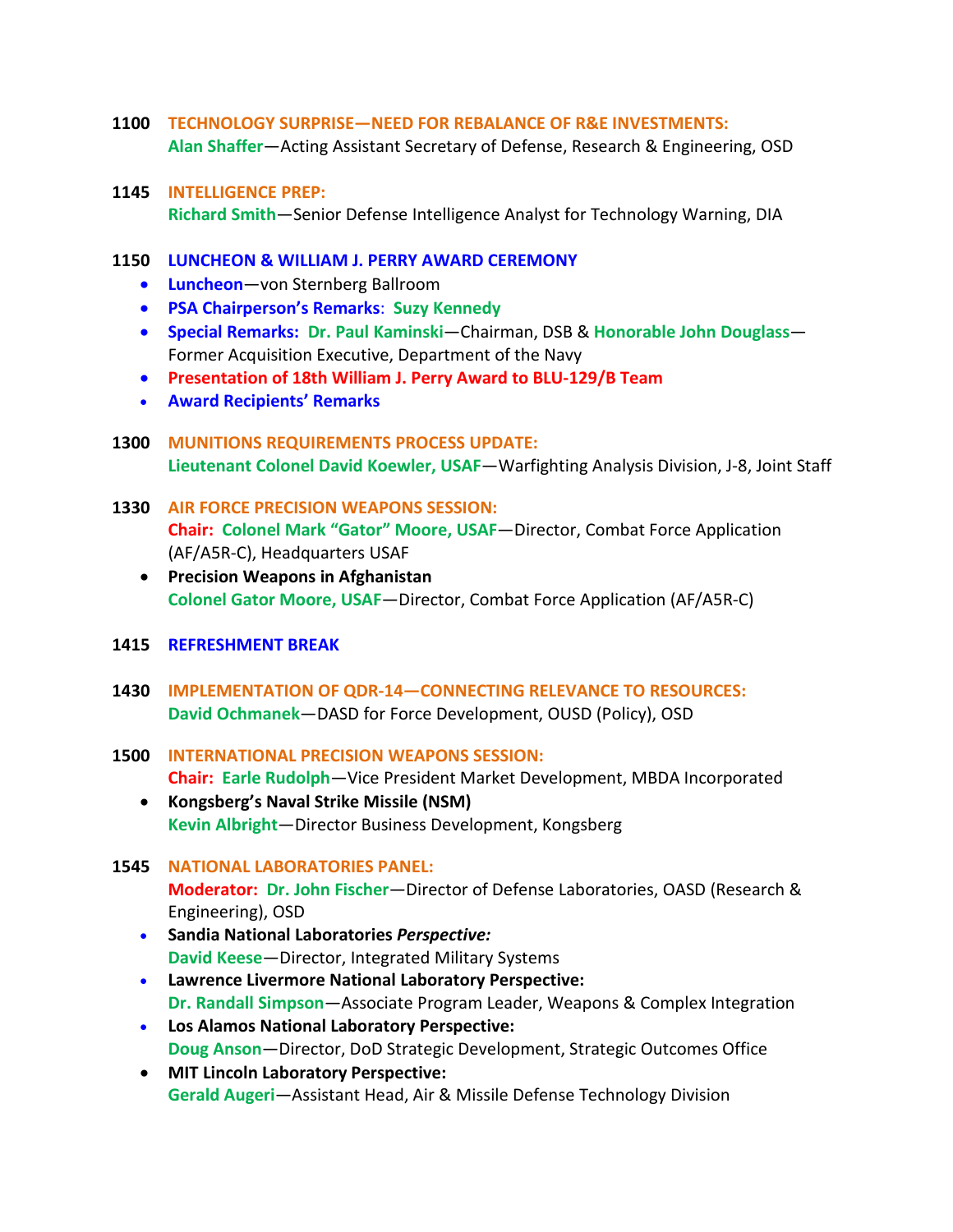**1100 TECHNOLOGY SURPRISE—NEED FOR REBALANCE OF R&E INVESTMENTS:**
**Alan Shaffer**—Acting Assistant Secretary of Defense, Research & Engineering, OSD

**1145 INTELLIGENCE PREP:**
**Richard Smith**—Senior Defense Intelligence Analyst for Technology Warning, DIA

**1150 LUNCHEON & WILLIAM J. PERRY AWARD CEREMONY**

- **Luncheon**—von Sternberg Ballroom
- **PSA Chairperson's Remarks**: **Suzy Kennedy**
- **Special Remarks: Dr. Paul Kaminski**—Chairman, DSB & **Honorable John Douglass**—Former Acquisition Executive, Department of the Navy
- **Presentation of 18th William J. Perry Award to BLU-129/B Team**
- **Award Recipients' Remarks**

**1300 MUNITIONS REQUIREMENTS PROCESS UPDATE:**
**Lieutenant Colonel David Koewler, USAF**—Warfighting Analysis Division, J-8, Joint Staff

**1330 AIR FORCE PRECISION WEAPONS SESSION:**
**Chair: Colonel Mark "Gator" Moore, USAF**—Director, Combat Force Application (AF/A5R-C), Headquarters USAF

- **Precision Weapons in Afghanistan**
  **Colonel Gator Moore, USAF**—Director, Combat Force Application (AF/A5R-C)

**1415 REFRESHMENT BREAK**

**1430 IMPLEMENTATION OF QDR-14—CONNECTING RELEVANCE TO RESOURCES:**
**David Ochmanek**—DASD for Force Development, OUSD (Policy), OSD

**1500 INTERNATIONAL PRECISION WEAPONS SESSION:**
**Chair: Earle Rudolph**—Vice President Market Development, MBDA Incorporated

- **Kongsberg's Naval Strike Missile (NSM)**
  **Kevin Albright**—Director Business Development, Kongsberg

**1545 NATIONAL LABORATORIES PANEL:**
**Moderator: Dr. John Fischer**—Director of Defense Laboratories, OASD (Research & Engineering), OSD

- **Sandia National Laboratories *Perspective:***
  **David Keese**—Director, Integrated Military Systems
- **Lawrence Livermore National Laboratory Perspective:**
  **Dr. Randall Simpson**—Associate Program Leader, Weapons & Complex Integration
- **Los Alamos National Laboratory Perspective:**
  **Doug Anson**—Director, DoD Strategic Development, Strategic Outcomes Office
- **MIT Lincoln Laboratory Perspective:**
  **Gerald Augeri**—Assistant Head, Air & Missile Defense Technology Division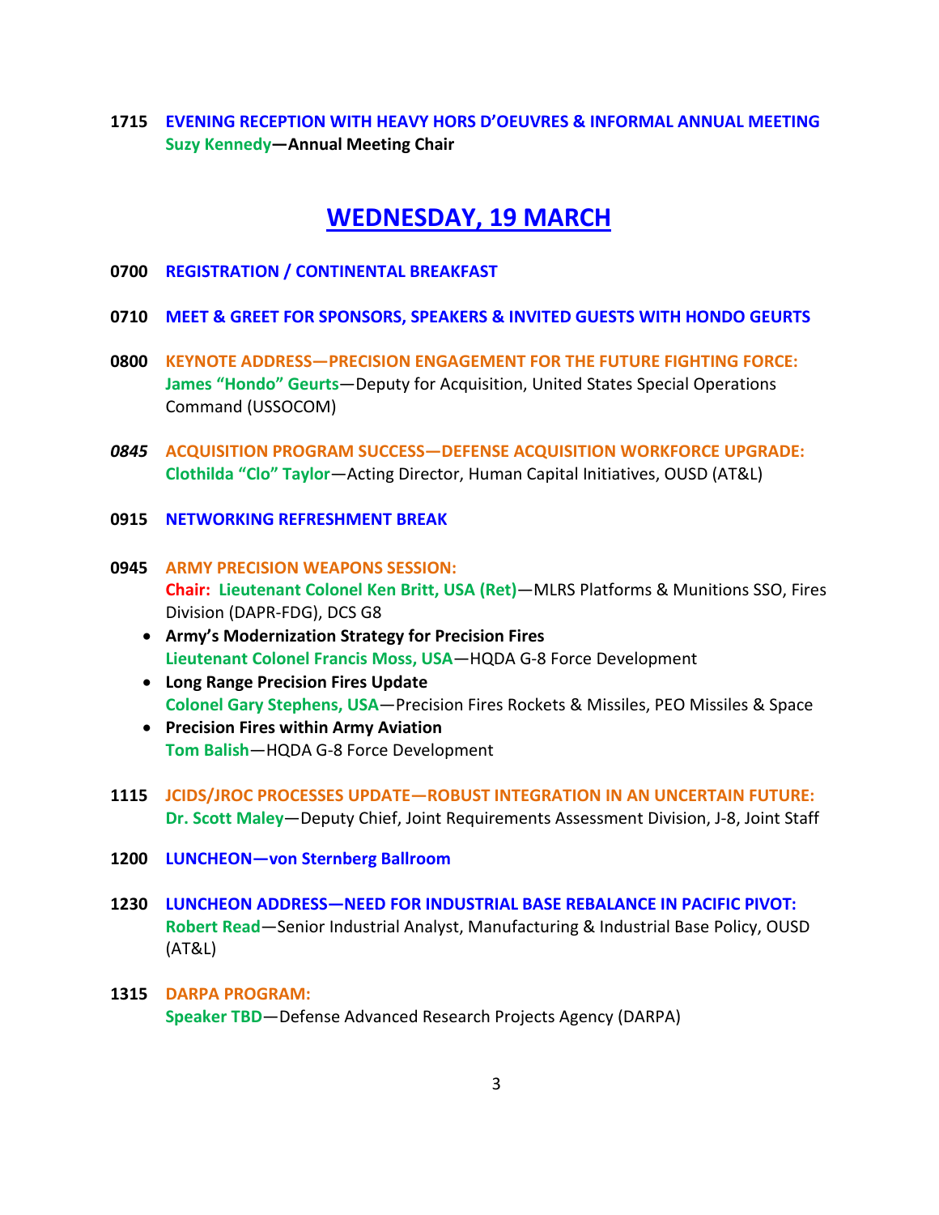**1715 EVENING RECEPTION WITH HEAVY HORS D'OEUVRES & INFORMAL ANNUAL MEETING**
**Suzy Kennedy—Annual Meeting Chair**

## WEDNESDAY, 19 MARCH

**0700 REGISTRATION / CONTINENTAL BREAKFAST**

**0710 MEET & GREET FOR SPONSORS, SPEAKERS & INVITED GUESTS WITH HONDO GEURTS**

**0800 KEYNOTE ADDRESS—PRECISION ENGAGEMENT FOR THE FUTURE FIGHTING FORCE:**
**James "Hondo" Geurts**—Deputy for Acquisition, United States Special Operations Command (USSOCOM)

***0845*** **ACQUISITION PROGRAM SUCCESS—DEFENSE ACQUISITION WORKFORCE UPGRADE:**
**Clothilda "Clo" Taylor**—Acting Director, Human Capital Initiatives, OUSD (AT&L)

**0915 NETWORKING REFRESHMENT BREAK**

**0945 ARMY PRECISION WEAPONS SESSION:**
**Chair: Lieutenant Colonel Ken Britt, USA (Ret)**—MLRS Platforms & Munitions SSO, Fires Division (DAPR-FDG), DCS G8

- **Army's Modernization Strategy for Precision Fires**
  **Lieutenant Colonel Francis Moss, USA**—HQDA G-8 Force Development
- **Long Range Precision Fires Update**
  **Colonel Gary Stephens, USA**—Precision Fires Rockets & Missiles, PEO Missiles & Space
- **Precision Fires within Army Aviation**
  **Tom Balish**—HQDA G-8 Force Development

**1115 JCIDS/JROC PROCESSES UPDATE—ROBUST INTEGRATION IN AN UNCERTAIN FUTURE:**
**Dr. Scott Maley**—Deputy Chief, Joint Requirements Assessment Division, J-8, Joint Staff

**1200 LUNCHEON—von Sternberg Ballroom**

**1230 LUNCHEON ADDRESS—NEED FOR INDUSTRIAL BASE REBALANCE IN PACIFIC PIVOT:**
**Robert Read**—Senior Industrial Analyst, Manufacturing & Industrial Base Policy, OUSD (AT&L)

**1315 DARPA PROGRAM:**
**Speaker TBD**—Defense Advanced Research Projects Agency (DARPA)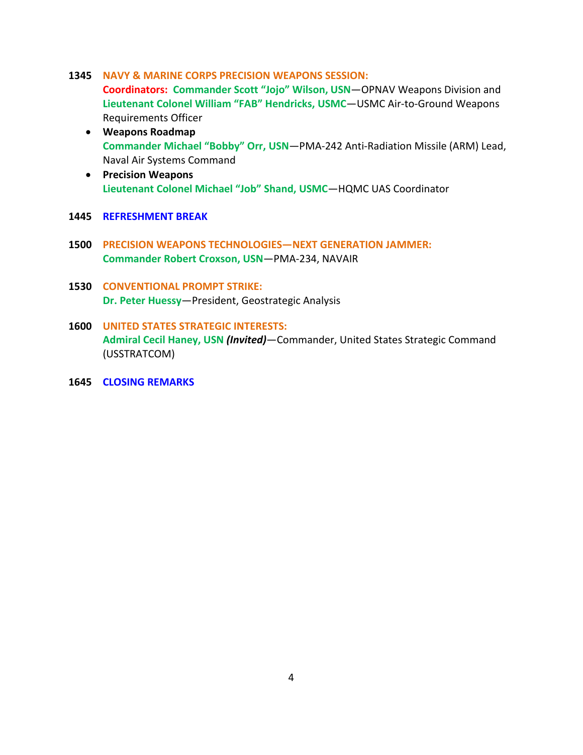**1345** **NAVY & MARINE CORPS PRECISION WEAPONS SESSION:**
**Coordinators:** **Commander Scott "Jojo" Wilson, USN**—OPNAV Weapons Division and **Lieutenant Colonel William "FAB" Hendricks, USMC**—USMC Air-to-Ground Weapons Requirements Officer

- **Weapons Roadmap**
  **Commander Michael "Bobby" Orr, USN**—PMA-242 Anti-Radiation Missile (ARM) Lead, Naval Air Systems Command
- **Precision Weapons**
  **Lieutenant Colonel Michael "Job" Shand, USMC**—HQMC UAS Coordinator

**1445** **REFRESHMENT BREAK**

**1500** **PRECISION WEAPONS TECHNOLOGIES—NEXT GENERATION JAMMER:**
**Commander Robert Croxson, USN**—PMA-234, NAVAIR

**1530** **CONVENTIONAL PROMPT STRIKE:**
**Dr. Peter Huessy**—President, Geostrategic Analysis

**1600** **UNITED STATES STRATEGIC INTERESTS:**
**Admiral Cecil Haney, USN** ***(Invited)***—Commander, United States Strategic Command (USSTRATCOM)

**1645** **CLOSING REMARKS**